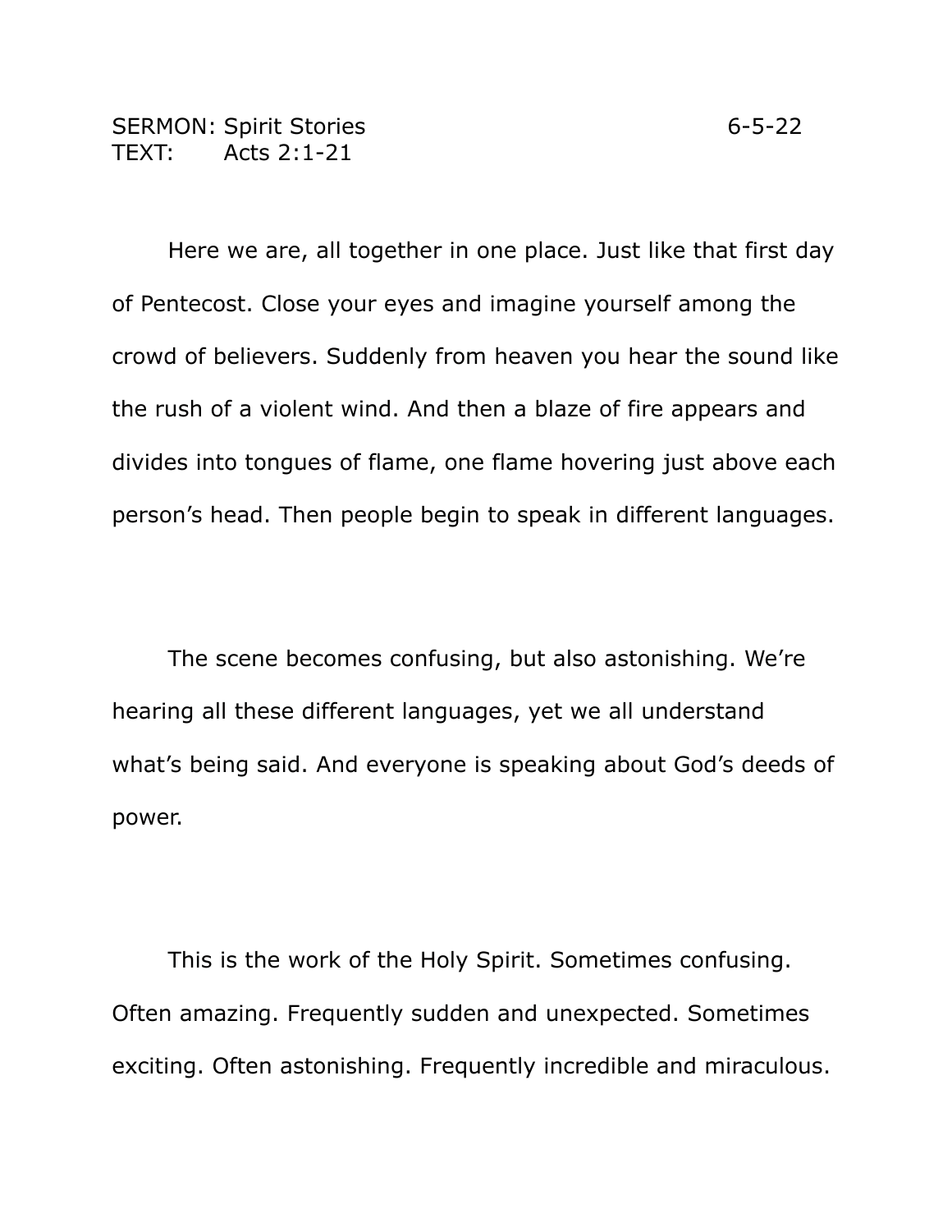SERMON: Spirit Stories 6-5-22
TEXT: Acts 2:1-21

Here we are, all together in one place. Just like that first day of Pentecost. Close your eyes and imagine yourself among the crowd of believers. Suddenly from heaven you hear the sound like the rush of a violent wind. And then a blaze of fire appears and divides into tongues of flame, one flame hovering just above each person's head. Then people begin to speak in different languages.

The scene becomes confusing, but also astonishing. We're hearing all these different languages, yet we all understand what's being said. And everyone is speaking about God's deeds of power.

This is the work of the Holy Spirit. Sometimes confusing. Often amazing. Frequently sudden and unexpected. Sometimes exciting. Often astonishing. Frequently incredible and miraculous.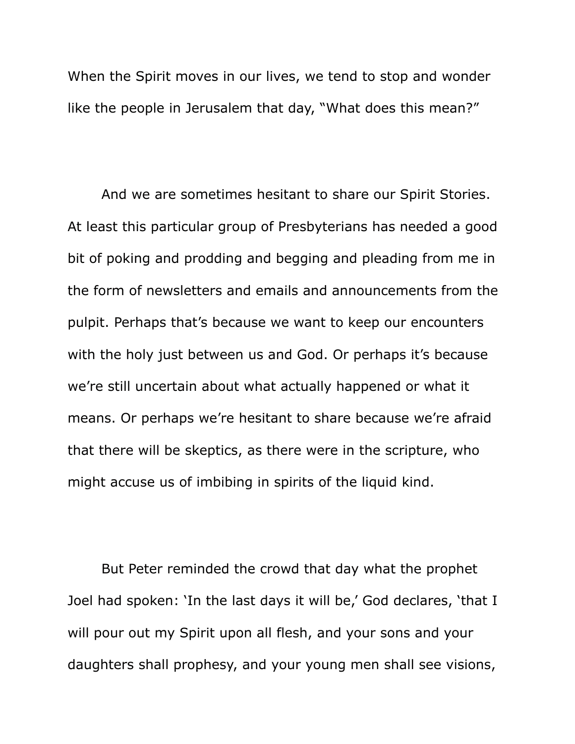When the Spirit moves in our lives, we tend to stop and wonder like the people in Jerusalem that day, “What does this mean?”

And we are sometimes hesitant to share our Spirit Stories. At least this particular group of Presbyterians has needed a good bit of poking and prodding and begging and pleading from me in the form of newsletters and emails and announcements from the pulpit. Perhaps that’s because we want to keep our encounters with the holy just between us and God. Or perhaps it’s because we’re still uncertain about what actually happened or what it means. Or perhaps we’re hesitant to share because we’re afraid that there will be skeptics, as there were in the scripture, who might accuse us of imbibing in spirits of the liquid kind.

But Peter reminded the crowd that day what the prophet Joel had spoken: ‘In the last days it will be,’ God declares, ‘that I will pour out my Spirit upon all flesh, and your sons and your daughters shall prophesy, and your young men shall see visions,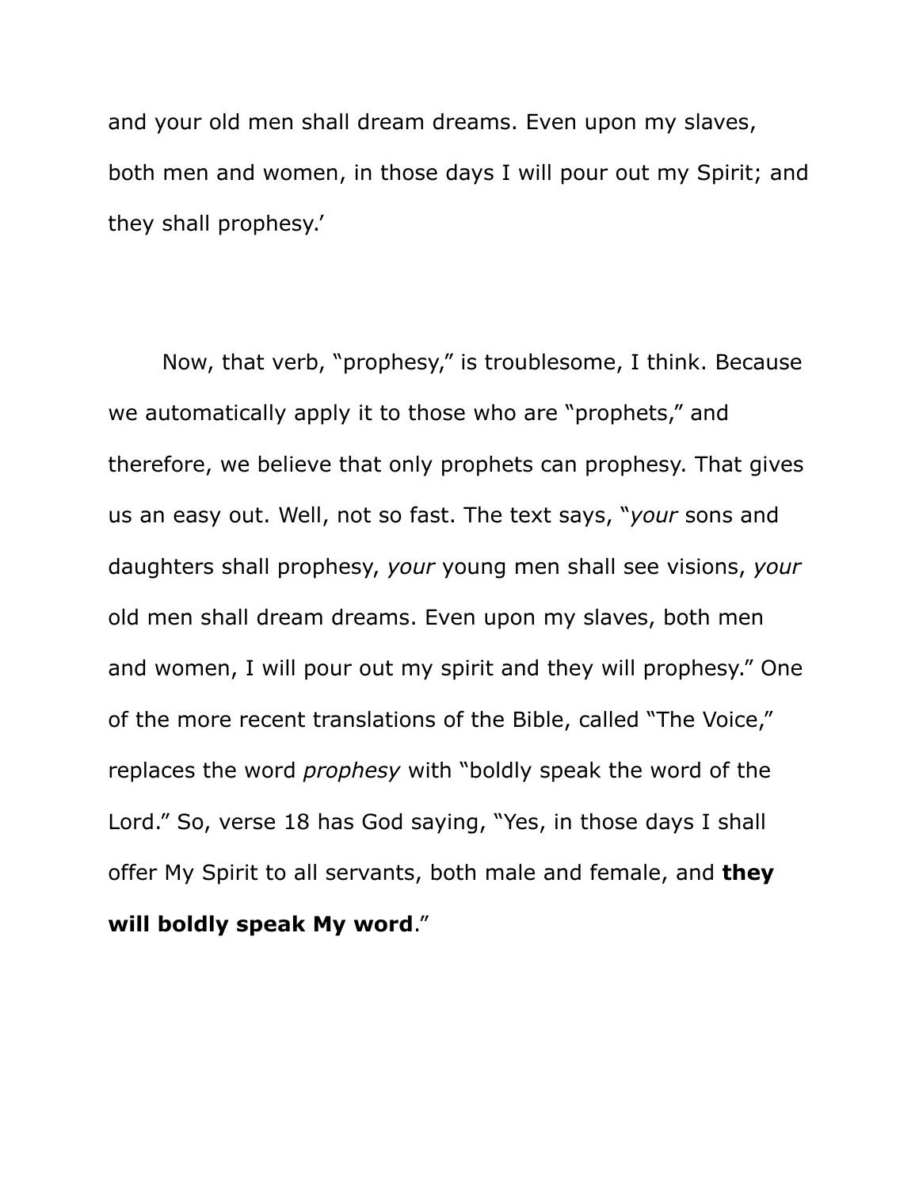and your old men shall dream dreams. Even upon my slaves, both men and women, in those days I will pour out my Spirit; and they shall prophesy.'

Now, that verb, "prophesy," is troublesome, I think. Because we automatically apply it to those who are "prophets," and therefore, we believe that only prophets can prophesy. That gives us an easy out. Well, not so fast. The text says, "*your* sons and daughters shall prophesy, *your* young men shall see visions, *your* old men shall dream dreams. Even upon my slaves, both men and women, I will pour out my spirit and they will prophesy." One of the more recent translations of the Bible, called "The Voice," replaces the word *prophesy* with "boldly speak the word of the Lord." So, verse 18 has God saying, "Yes, in those days I shall offer My Spirit to all servants, both male and female, and **they will boldly speak My word**."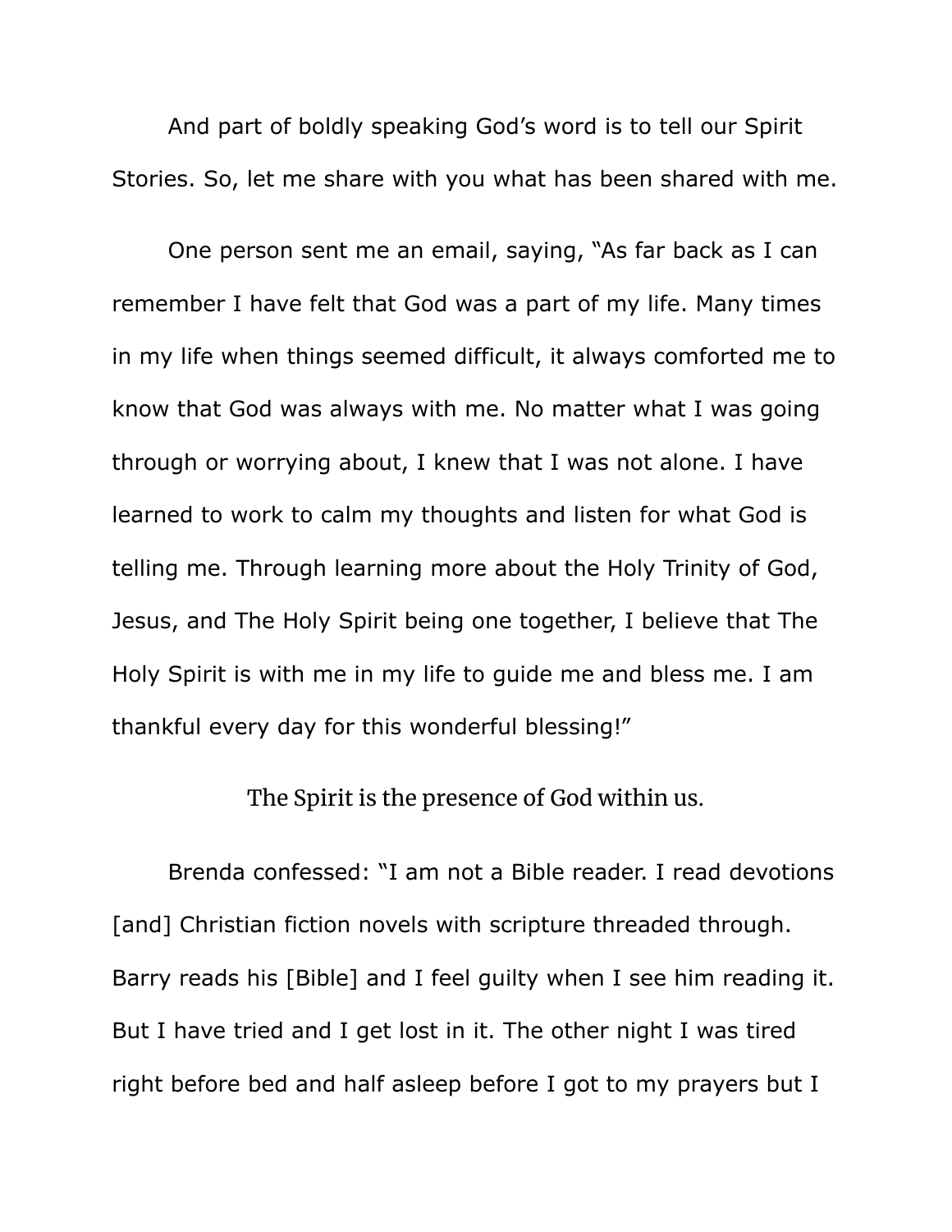And part of boldly speaking God's word is to tell our Spirit Stories. So, let me share with you what has been shared with me.

One person sent me an email, saying, "As far back as I can remember I have felt that God was a part of my life. Many times in my life when things seemed difficult, it always comforted me to know that God was always with me. No matter what I was going through or worrying about, I knew that I was not alone. I have learned to work to calm my thoughts and listen for what God is telling me. Through learning more about the Holy Trinity of God, Jesus, and The Holy Spirit being one together, I believe that The Holy Spirit is with me in my life to guide me and bless me. I am thankful every day for this wonderful blessing!"

The Spirit is the presence of God within us.

Brenda confessed: "I am not a Bible reader. I read devotions [and] Christian fiction novels with scripture threaded through. Barry reads his [Bible] and I feel guilty when I see him reading it. But I have tried and I get lost in it. The other night I was tired right before bed and half asleep before I got to my prayers but I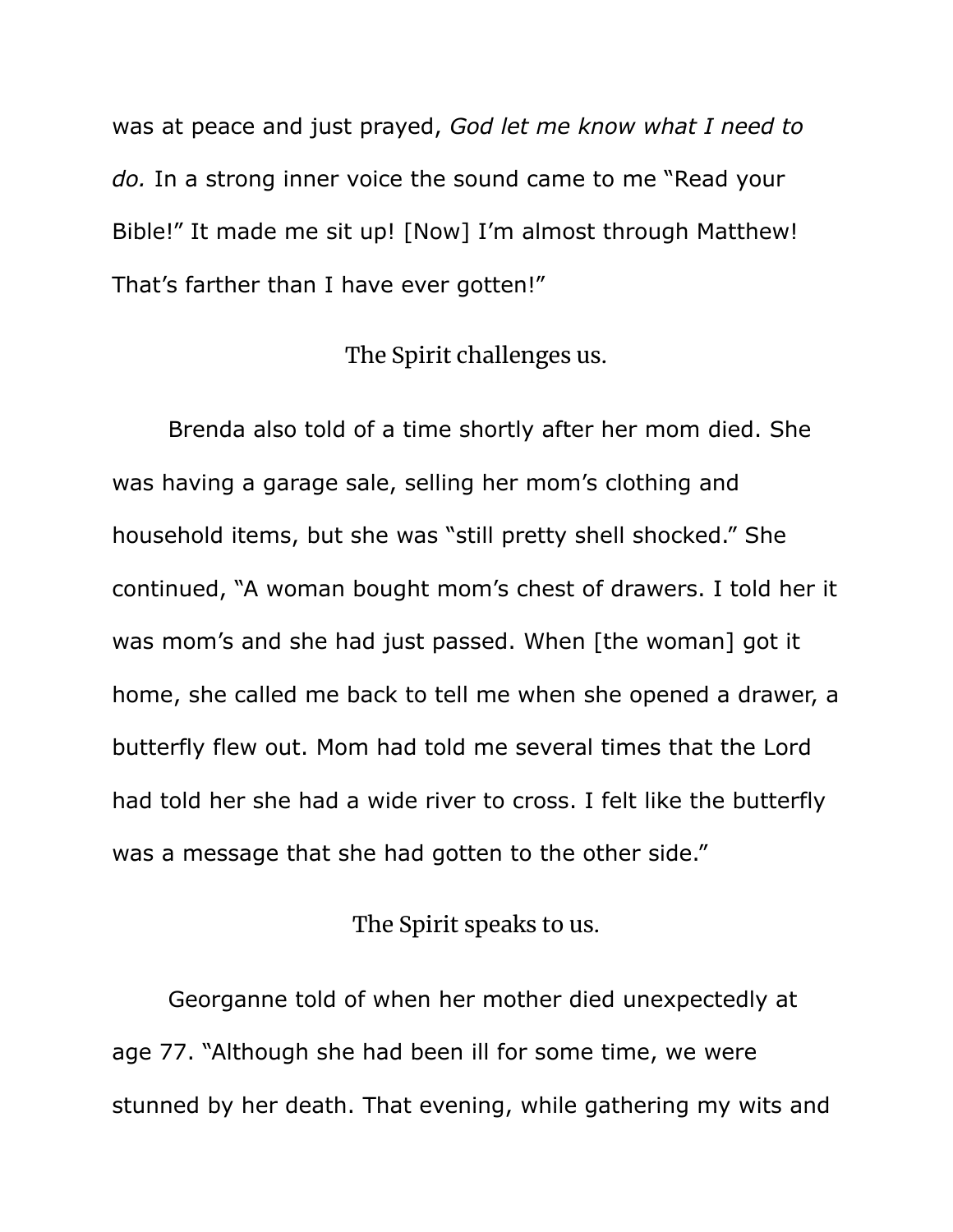was at peace and just prayed, *God let me know what I need to do.* In a strong inner voice the sound came to me "Read your Bible!" It made me sit up! [Now] I'm almost through Matthew! That's farther than I have ever gotten!"

### The Spirit challenges us.

Brenda also told of a time shortly after her mom died. She was having a garage sale, selling her mom's clothing and household items, but she was "still pretty shell shocked." She continued, "A woman bought mom's chest of drawers. I told her it was mom's and she had just passed. When [the woman] got it home, she called me back to tell me when she opened a drawer, a butterfly flew out. Mom had told me several times that the Lord had told her she had a wide river to cross. I felt like the butterfly was a message that she had gotten to the other side."

### The Spirit speaks to us.

Georganne told of when her mother died unexpectedly at age 77. "Although she had been ill for some time, we were stunned by her death. That evening, while gathering my wits and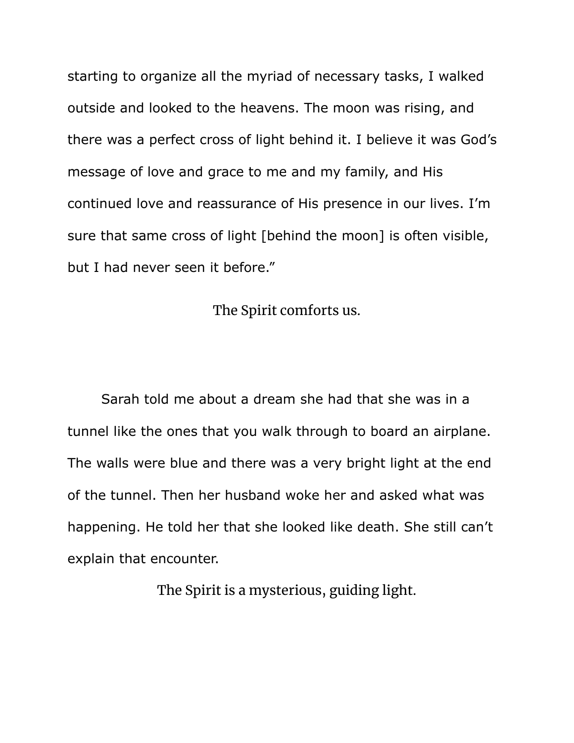starting to organize all the myriad of necessary tasks, I walked outside and looked to the heavens. The moon was rising, and there was a perfect cross of light behind it. I believe it was God's message of love and grace to me and my family, and His continued love and reassurance of His presence in our lives. I'm sure that same cross of light [behind the moon] is often visible, but I had never seen it before."

The Spirit comforts us.

Sarah told me about a dream she had that she was in a tunnel like the ones that you walk through to board an airplane. The walls were blue and there was a very bright light at the end of the tunnel. Then her husband woke her and asked what was happening. He told her that she looked like death. She still can't explain that encounter.

The Spirit is a mysterious, guiding light.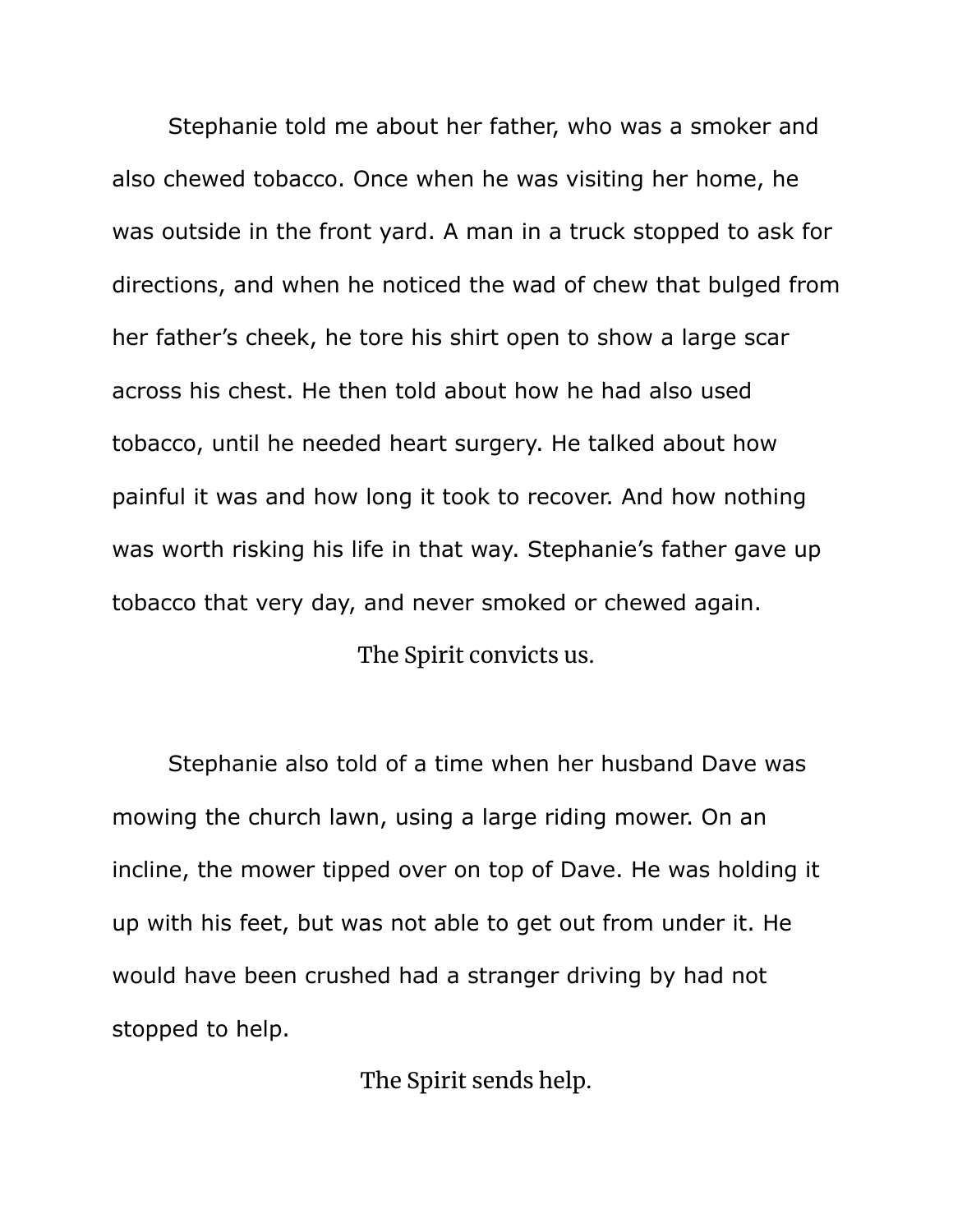Stephanie told me about her father, who was a smoker and also chewed tobacco. Once when he was visiting her home, he was outside in the front yard. A man in a truck stopped to ask for directions, and when he noticed the wad of chew that bulged from her father's cheek, he tore his shirt open to show a large scar across his chest. He then told about how he had also used tobacco, until he needed heart surgery. He talked about how painful it was and how long it took to recover. And how nothing was worth risking his life in that way. Stephanie's father gave up tobacco that very day, and never smoked or chewed again.

The Spirit convicts us.

Stephanie also told of a time when her husband Dave was mowing the church lawn, using a large riding mower. On an incline, the mower tipped over on top of Dave. He was holding it up with his feet, but was not able to get out from under it. He would have been crushed had a stranger driving by had not stopped to help.

The Spirit sends help.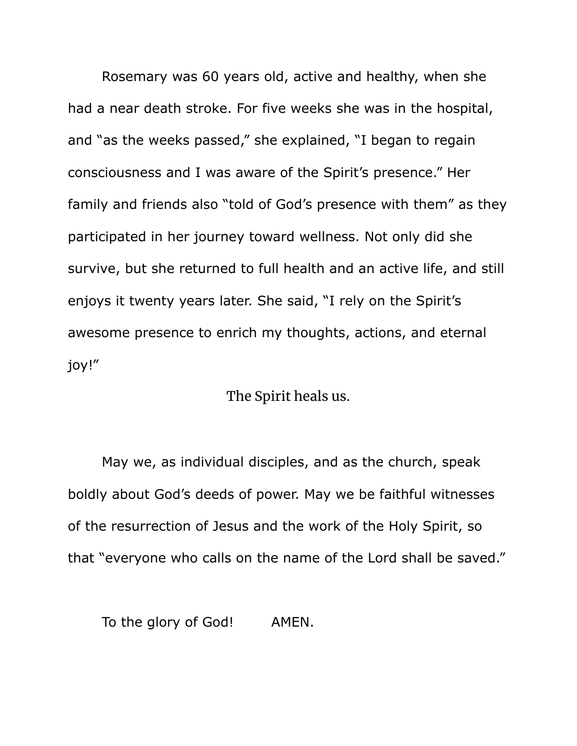Rosemary was 60 years old, active and healthy, when she had a near death stroke. For five weeks she was in the hospital, and "as the weeks passed," she explained, "I began to regain consciousness and I was aware of the Spirit's presence." Her family and friends also "told of God's presence with them" as they participated in her journey toward wellness. Not only did she survive, but she returned to full health and an active life, and still enjoys it twenty years later. She said, "I rely on the Spirit's awesome presence to enrich my thoughts, actions, and eternal joy!"

<p align="center">The Spirit heals us.</p>

May we, as individual disciples, and as the church, speak boldly about God's deeds of power. May we be faithful witnesses of the resurrection of Jesus and the work of the Holy Spirit, so that "everyone who calls on the name of the Lord shall be saved."

To the glory of God! AMEN.